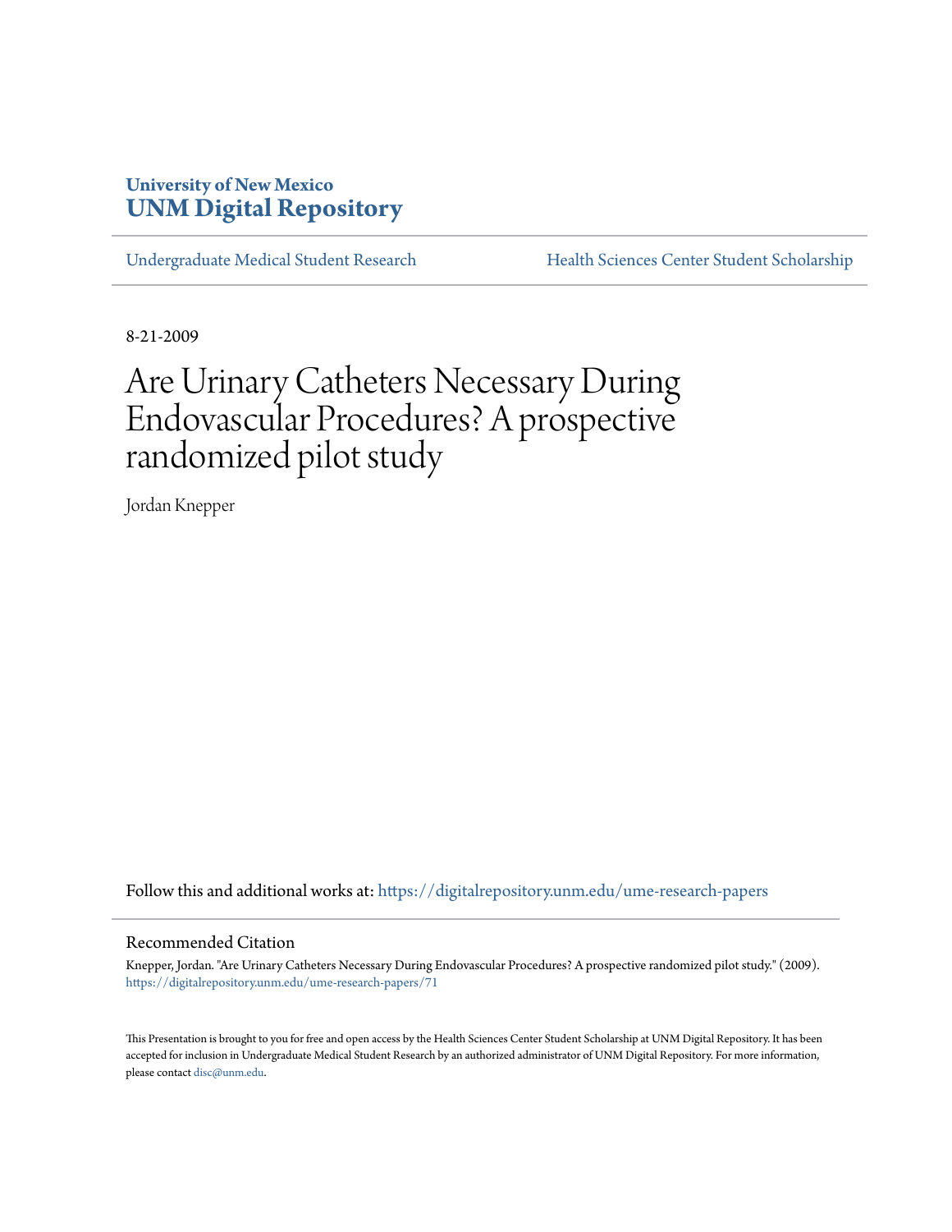University of New Mexico
**UNM Digital Repository**

Undergraduate Medical Student Research | Health Sciences Center Student Scholarship

8-21-2009

# Are Urinary Catheters Necessary During Endovascular Procedures? A prospective randomized pilot study

Jordan Knepper

Follow this and additional works at: https://digitalrepository.unm.edu/ume-research-papers

## Recommended Citation

Knepper, Jordan. "Are Urinary Catheters Necessary During Endovascular Procedures? A prospective randomized pilot study." (2009). https://digitalrepository.unm.edu/ume-research-papers/71

This Presentation is brought to you for free and open access by the Health Sciences Center Student Scholarship at UNM Digital Repository. It has been accepted for inclusion in Undergraduate Medical Student Research by an authorized administrator of UNM Digital Repository. For more information, please contact disc@unm.edu.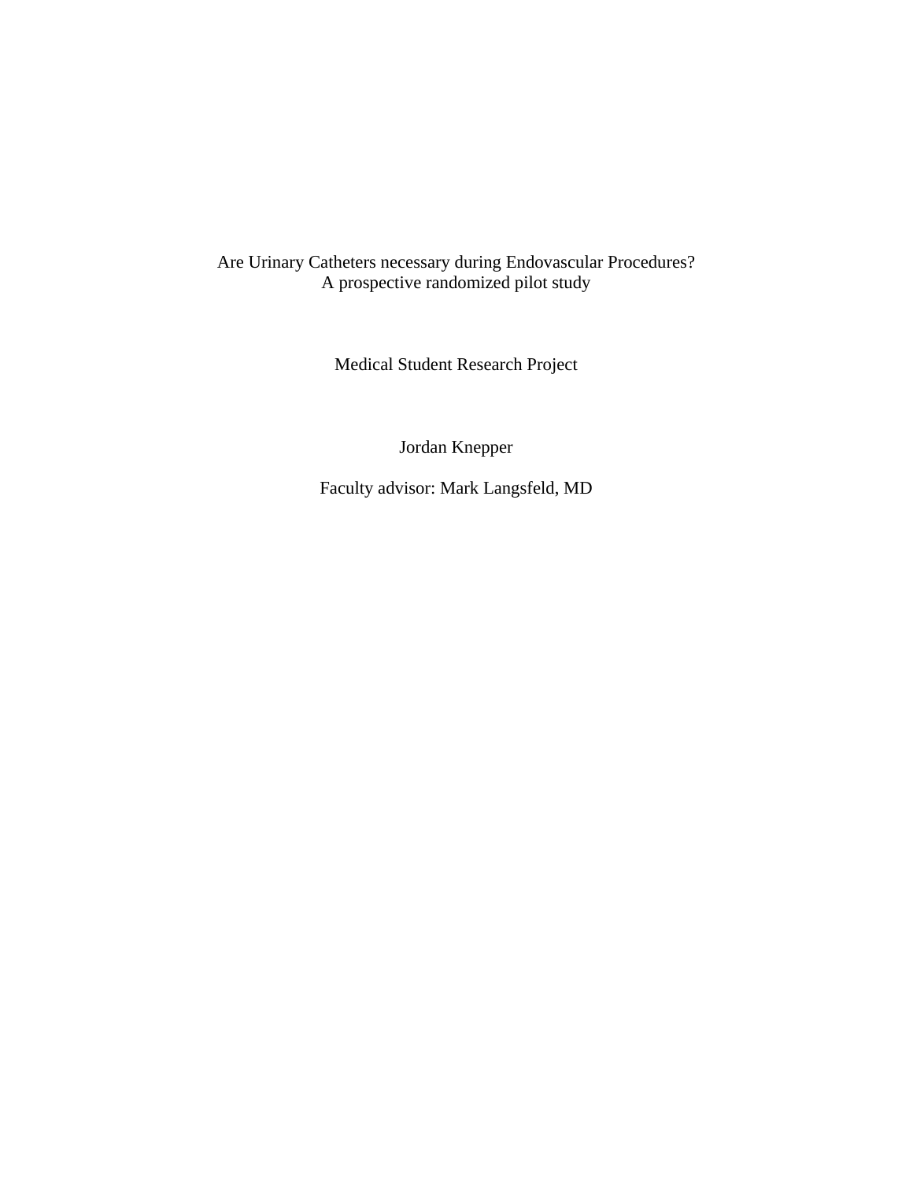# Are Urinary Catheters necessary during Endovascular Procedures?
## A prospective randomized pilot study

Medical Student Research Project

Jordan Knepper

Faculty advisor: Mark Langsfeld, MD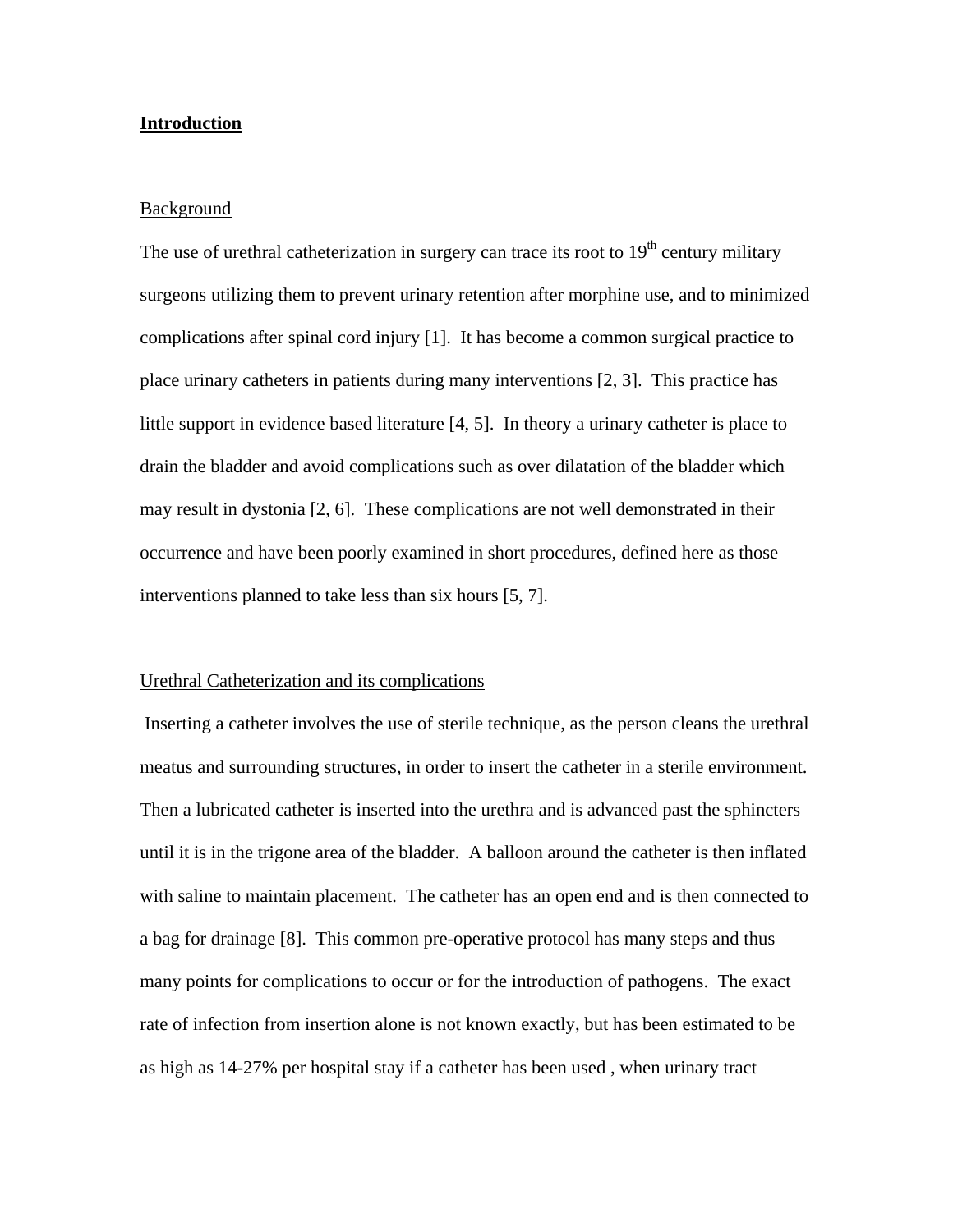## Introduction

### Background

The use of urethral catheterization in surgery can trace its root to 19th century military surgeons utilizing them to prevent urinary retention after morphine use, and to minimized complications after spinal cord injury [1]. It has become a common surgical practice to place urinary catheters in patients during many interventions [2, 3]. This practice has little support in evidence based literature [4, 5]. In theory a urinary catheter is place to drain the bladder and avoid complications such as over dilatation of the bladder which may result in dystonia [2, 6]. These complications are not well demonstrated in their occurrence and have been poorly examined in short procedures, defined here as those interventions planned to take less than six hours [5, 7].

### Urethral Catheterization and its complications

Inserting a catheter involves the use of sterile technique, as the person cleans the urethral meatus and surrounding structures, in order to insert the catheter in a sterile environment. Then a lubricated catheter is inserted into the urethra and is advanced past the sphincters until it is in the trigone area of the bladder. A balloon around the catheter is then inflated with saline to maintain placement. The catheter has an open end and is then connected to a bag for drainage [8]. This common pre-operative protocol has many steps and thus many points for complications to occur or for the introduction of pathogens. The exact rate of infection from insertion alone is not known exactly, but has been estimated to be as high as 14-27% per hospital stay if a catheter has been used , when urinary tract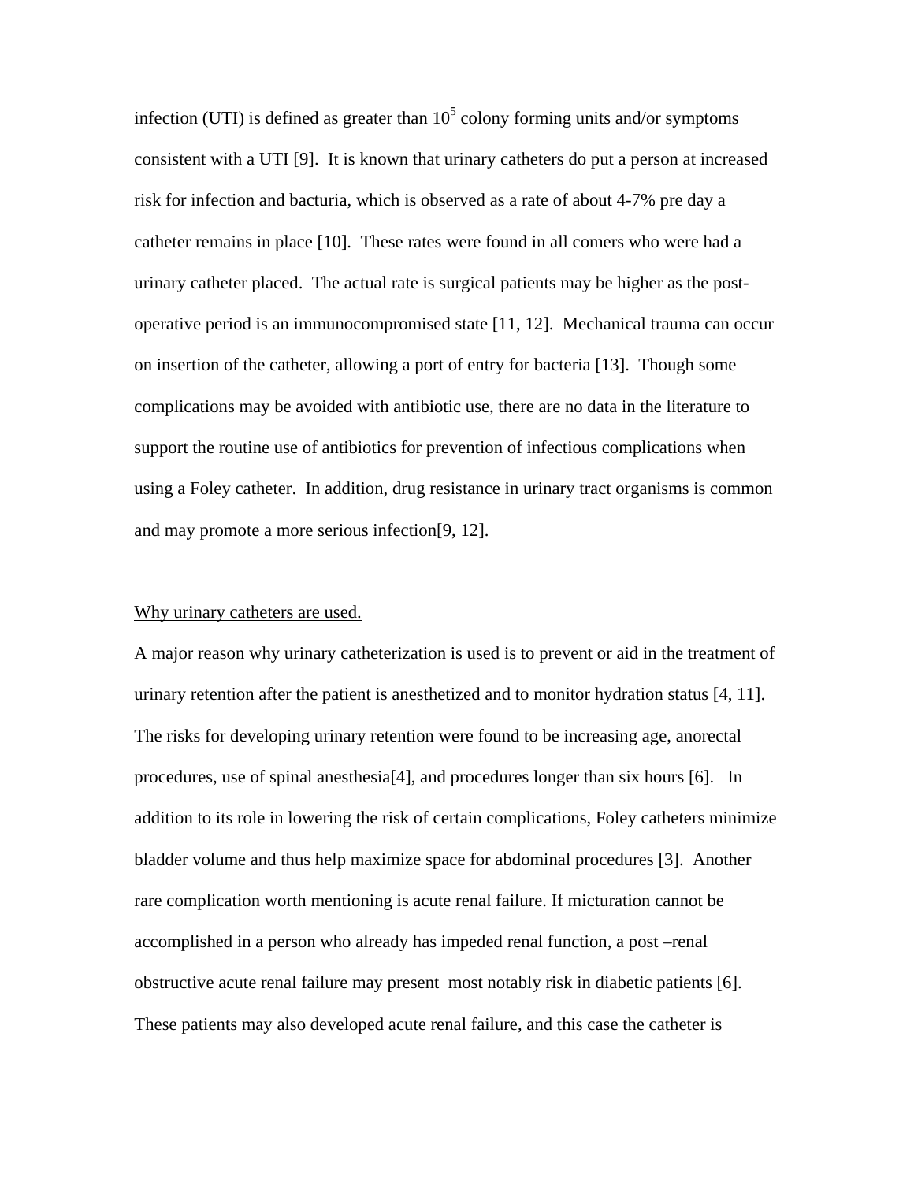infection (UTI) is defined as greater than $10^5$ colony forming units and/or symptoms consistent with a UTI [9]. It is known that urinary catheters do put a person at increased risk for infection and bacturia, which is observed as a rate of about 4-7% pre day a catheter remains in place [10]. These rates were found in all comers who were had a urinary catheter placed. The actual rate is surgical patients may be higher as the post-operative period is an immunocompromised state [11, 12]. Mechanical trauma can occur on insertion of the catheter, allowing a port of entry for bacteria [13]. Though some complications may be avoided with antibiotic use, there are no data in the literature to support the routine use of antibiotics for prevention of infectious complications when using a Foley catheter. In addition, drug resistance in urinary tract organisms is common and may promote a more serious infection[9, 12].

<u>Why urinary catheters are used.</u>

A major reason why urinary catheterization is used is to prevent or aid in the treatment of urinary retention after the patient is anesthetized and to monitor hydration status [4, 11]. The risks for developing urinary retention were found to be increasing age, anorectal procedures, use of spinal anesthesia[4], and procedures longer than six hours [6]. In addition to its role in lowering the risk of certain complications, Foley catheters minimize bladder volume and thus help maximize space for abdominal procedures [3]. Another rare complication worth mentioning is acute renal failure. If micturation cannot be accomplished in a person who already has impeded renal function, a post –renal obstructive acute renal failure may present most notably risk in diabetic patients [6]. These patients may also developed acute renal failure, and this case the catheter is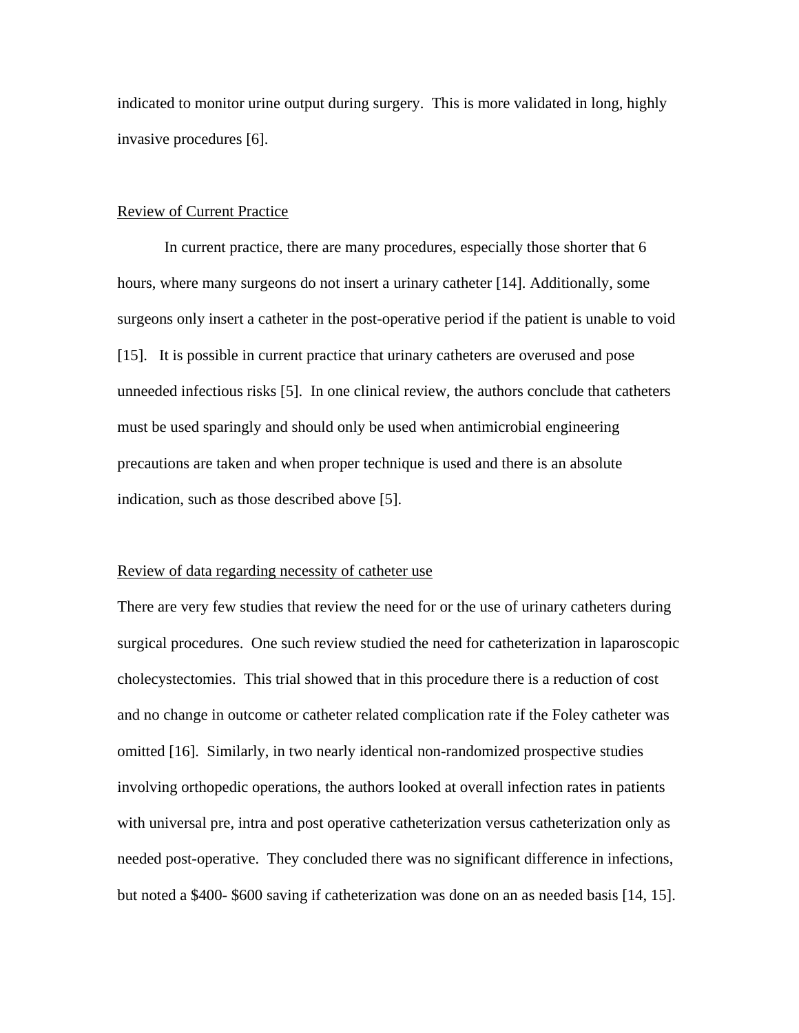indicated to monitor urine output during surgery. This is more validated in long, highly invasive procedures [6].

## Review of Current Practice

In current practice, there are many procedures, especially those shorter that 6 hours, where many surgeons do not insert a urinary catheter [14]. Additionally, some surgeons only insert a catheter in the post-operative period if the patient is unable to void [15]. It is possible in current practice that urinary catheters are overused and pose unneeded infectious risks [5]. In one clinical review, the authors conclude that catheters must be used sparingly and should only be used when antimicrobial engineering precautions are taken and when proper technique is used and there is an absolute indication, such as those described above [5].

## Review of data regarding necessity of catheter use

There are very few studies that review the need for or the use of urinary catheters during surgical procedures. One such review studied the need for catheterization in laparoscopic cholecystectomies. This trial showed that in this procedure there is a reduction of cost and no change in outcome or catheter related complication rate if the Foley catheter was omitted [16]. Similarly, in two nearly identical non-randomized prospective studies involving orthopedic operations, the authors looked at overall infection rates in patients with universal pre, intra and post operative catheterization versus catheterization only as needed post-operative. They concluded there was no significant difference in infections, but noted a $400- $600 saving if catheterization was done on an as needed basis [14, 15].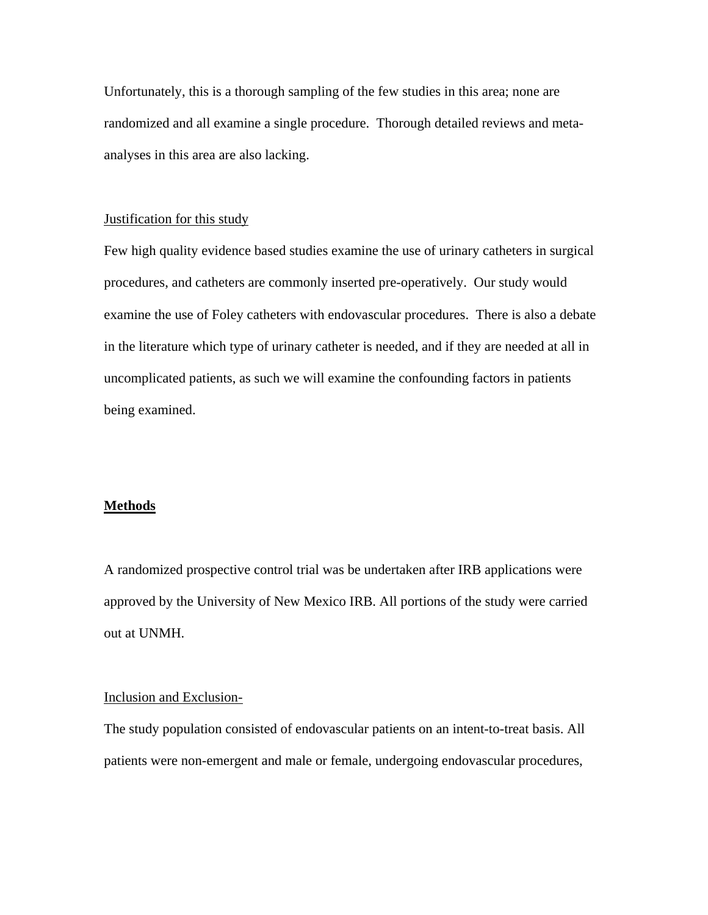Unfortunately, this is a thorough sampling of the few studies in this area; none are randomized and all examine a single procedure. Thorough detailed reviews and meta-analyses in this area are also lacking.

Justification for this study

Few high quality evidence based studies examine the use of urinary catheters in surgical procedures, and catheters are commonly inserted pre-operatively. Our study would examine the use of Foley catheters with endovascular procedures. There is also a debate in the literature which type of urinary catheter is needed, and if they are needed at all in uncomplicated patients, as such we will examine the confounding factors in patients being examined.

## **Methods**

A randomized prospective control trial was be undertaken after IRB applications were approved by the University of New Mexico IRB. All portions of the study were carried out at UNMH.

Inclusion and Exclusion-

The study population consisted of endovascular patients on an intent-to-treat basis. All patients were non-emergent and male or female, undergoing endovascular procedures,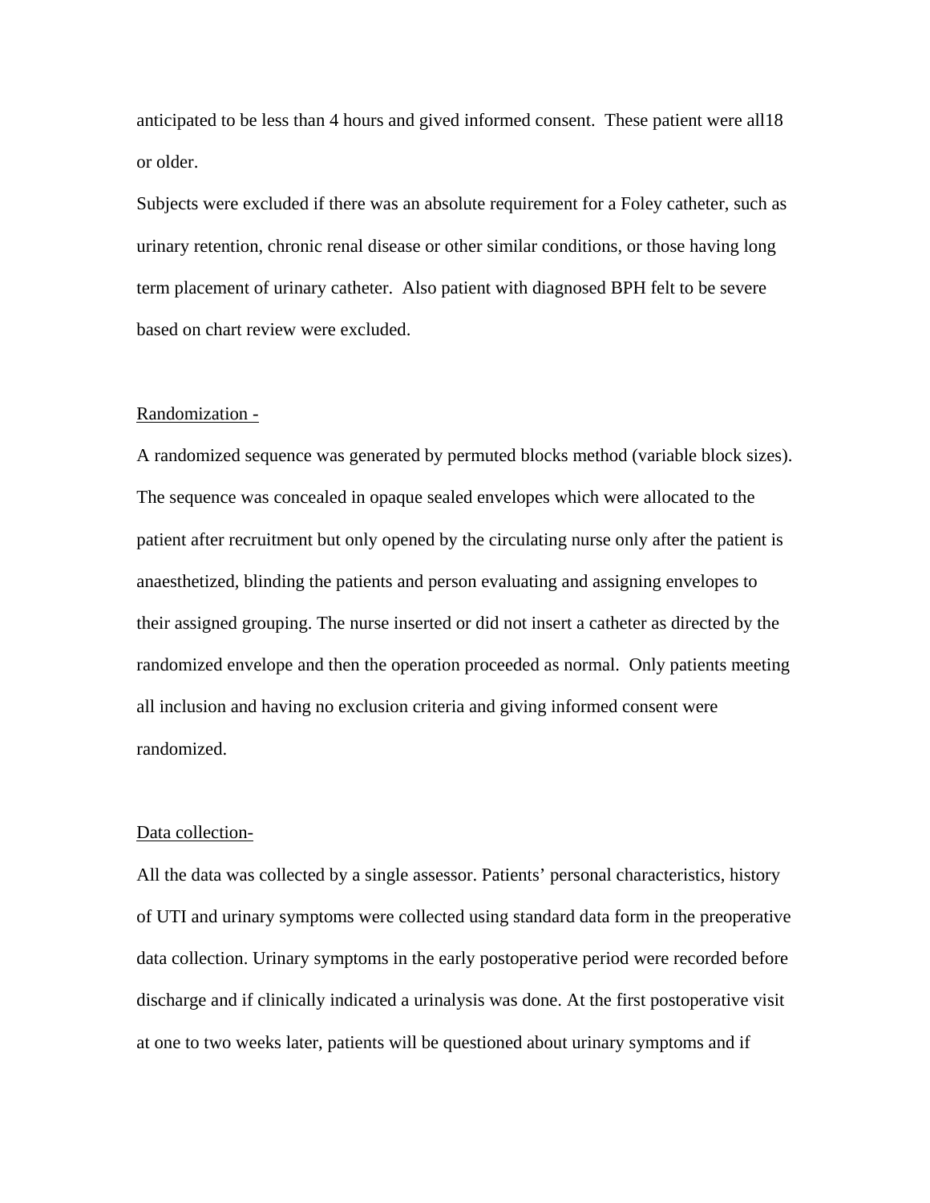anticipated to be less than 4 hours and gived informed consent. These patient were all18 or older.

Subjects were excluded if there was an absolute requirement for a Foley catheter, such as urinary retention, chronic renal disease or other similar conditions, or those having long term placement of urinary catheter. Also patient with diagnosed BPH felt to be severe based on chart review were excluded.

<u>Randomization -</u>

A randomized sequence was generated by permuted blocks method (variable block sizes). The sequence was concealed in opaque sealed envelopes which were allocated to the patient after recruitment but only opened by the circulating nurse only after the patient is anaesthetized, blinding the patients and person evaluating and assigning envelopes to their assigned grouping. The nurse inserted or did not insert a catheter as directed by the randomized envelope and then the operation proceeded as normal. Only patients meeting all inclusion and having no exclusion criteria and giving informed consent were randomized.

<u>Data collection-</u>

All the data was collected by a single assessor. Patients' personal characteristics, history of UTI and urinary symptoms were collected using standard data form in the preoperative data collection. Urinary symptoms in the early postoperative period were recorded before discharge and if clinically indicated a urinalysis was done. At the first postoperative visit at one to two weeks later, patients will be questioned about urinary symptoms and if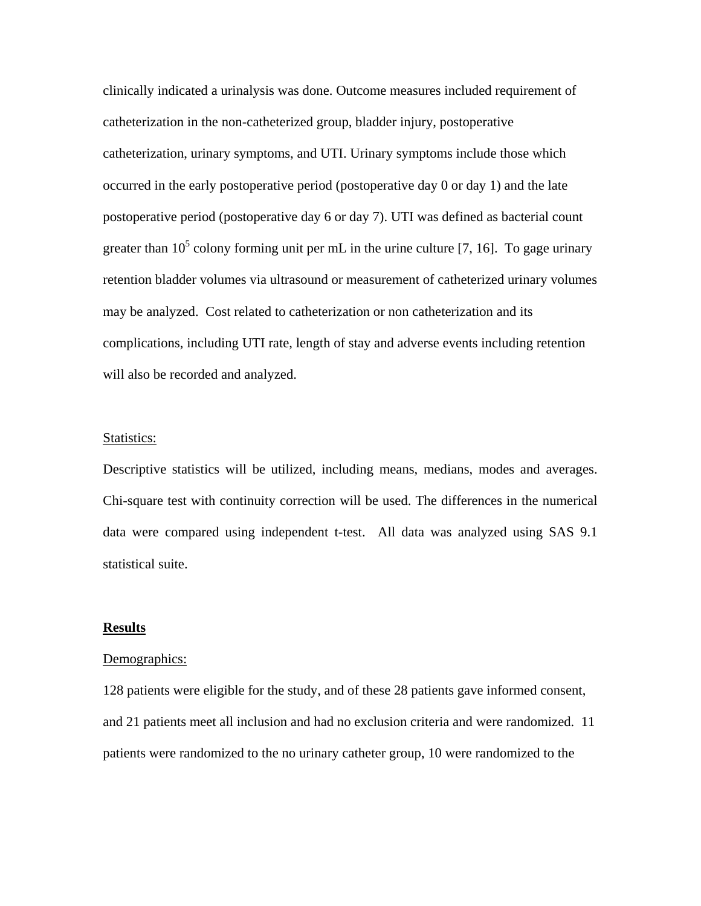clinically indicated a urinalysis was done. Outcome measures included requirement of catheterization in the non-catheterized group, bladder injury, postoperative catheterization, urinary symptoms, and UTI. Urinary symptoms include those which occurred in the early postoperative period (postoperative day 0 or day 1) and the late postoperative period (postoperative day 6 or day 7). UTI was defined as bacterial count greater than $10^5$ colony forming unit per mL in the urine culture [7, 16]. To gage urinary retention bladder volumes via ultrasound or measurement of catheterized urinary volumes may be analyzed. Cost related to catheterization or non catheterization and its complications, including UTI rate, length of stay and adverse events including retention will also be recorded and analyzed.

Statistics:

Descriptive statistics will be utilized, including means, medians, modes and averages. Chi-square test with continuity correction will be used. The differences in the numerical data were compared using independent t-test. All data was analyzed using SAS 9.1 statistical suite.

## Results

Demographics:

128 patients were eligible for the study, and of these 28 patients gave informed consent, and 21 patients meet all inclusion and had no exclusion criteria and were randomized. 11 patients were randomized to the no urinary catheter group, 10 were randomized to the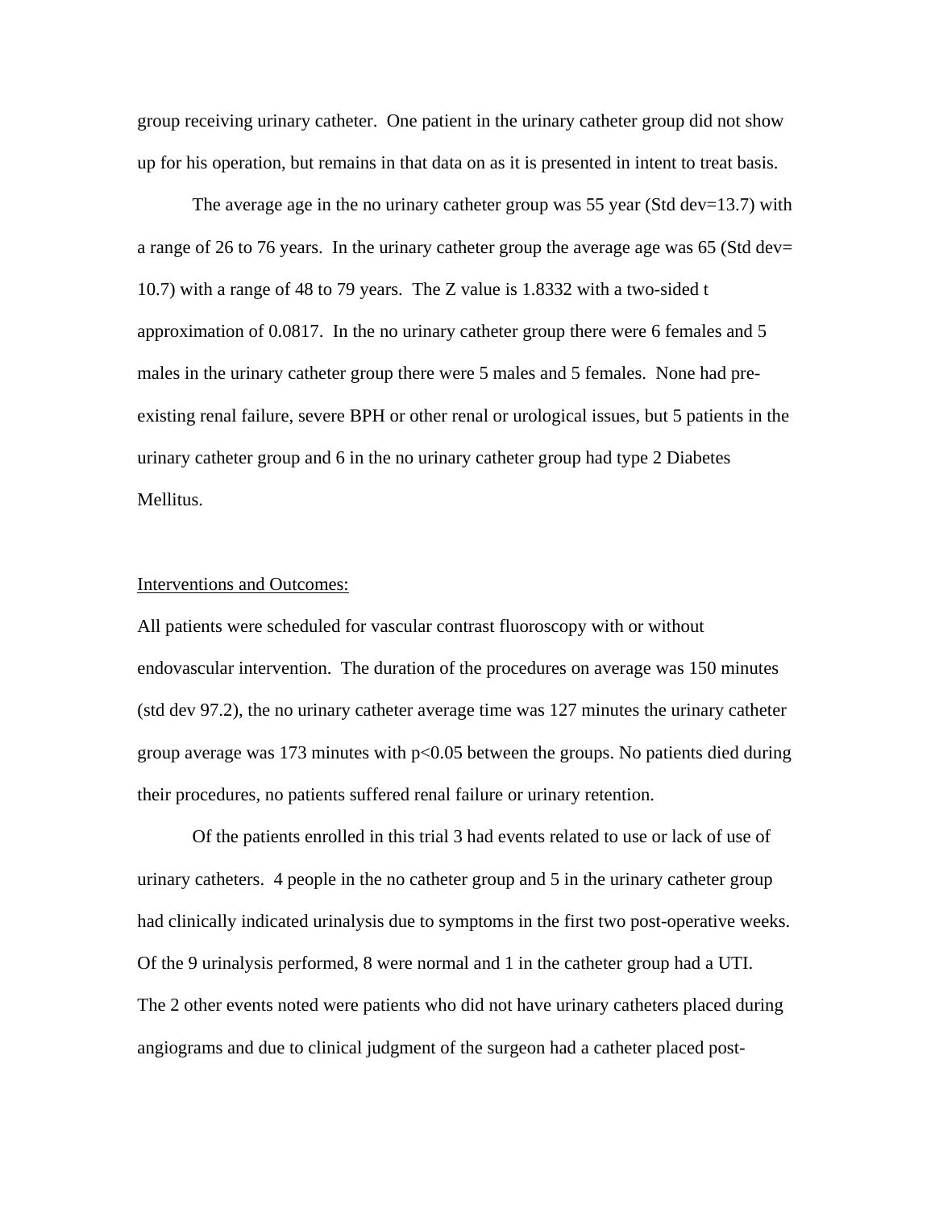group receiving urinary catheter. One patient in the urinary catheter group did not show up for his operation, but remains in that data on as it is presented in intent to treat basis.

The average age in the no urinary catheter group was 55 year (Std dev=13.7) with a range of 26 to 76 years. In the urinary catheter group the average age was 65 (Std dev= 10.7) with a range of 48 to 79 years. The Z value is 1.8332 with a two-sided t approximation of 0.0817. In the no urinary catheter group there were 6 females and 5 males in the urinary catheter group there were 5 males and 5 females. None had pre-existing renal failure, severe BPH or other renal or urological issues, but 5 patients in the urinary catheter group and 6 in the no urinary catheter group had type 2 Diabetes Mellitus.

<u>Interventions and Outcomes:</u>

All patients were scheduled for vascular contrast fluoroscopy with or without endovascular intervention. The duration of the procedures on average was 150 minutes (std dev 97.2), the no urinary catheter average time was 127 minutes the urinary catheter group average was 173 minutes with $p<0.05$ between the groups. No patients died during their procedures, no patients suffered renal failure or urinary retention.

Of the patients enrolled in this trial 3 had events related to use or lack of use of urinary catheters. 4 people in the no catheter group and 5 in the urinary catheter group had clinically indicated urinalysis due to symptoms in the first two post-operative weeks. Of the 9 urinalysis performed, 8 were normal and 1 in the catheter group had a UTI. The 2 other events noted were patients who did not have urinary catheters placed during angiograms and due to clinical judgment of the surgeon had a catheter placed post-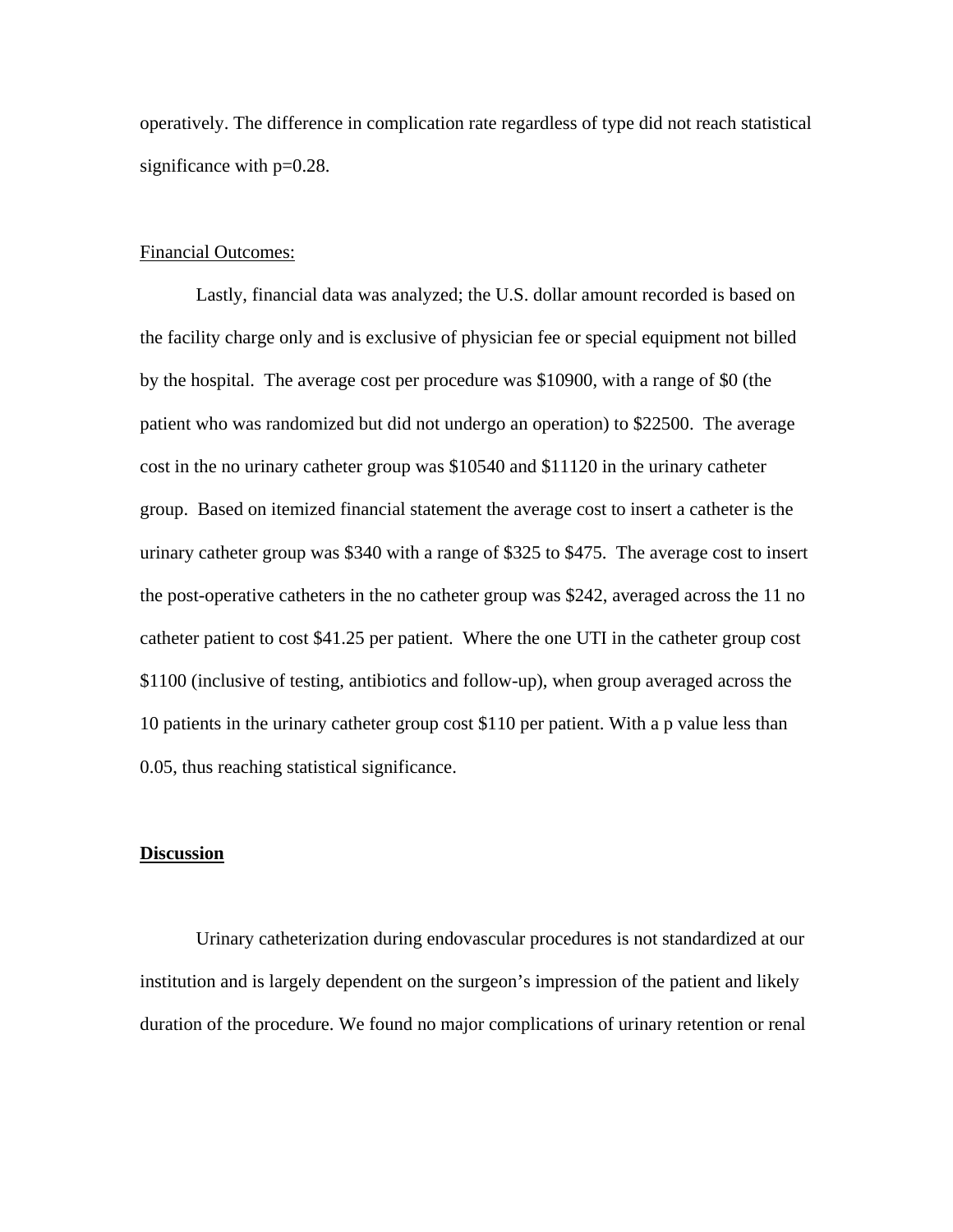operatively. The difference in complication rate regardless of type did not reach statistical significance with $p=0.28$.

Financial Outcomes:

Lastly, financial data was analyzed; the U.S. dollar amount recorded is based on the facility charge only and is exclusive of physician fee or special equipment not billed by the hospital. The average cost per procedure was $10900, with a range of $0 (the patient who was randomized but did not undergo an operation) to $22500. The average cost in the no urinary catheter group was $10540 and $11120 in the urinary catheter group. Based on itemized financial statement the average cost to insert a catheter is the urinary catheter group was $340 with a range of $325 to $475. The average cost to insert the post-operative catheters in the no catheter group was $242, averaged across the 11 no catheter patient to cost $41.25 per patient. Where the one UTI in the catheter group cost $1100 (inclusive of testing, antibiotics and follow-up), when group averaged across the 10 patients in the urinary catheter group cost $110 per patient. With a p value less than 0.05, thus reaching statistical significance.

## Discussion

Urinary catheterization during endovascular procedures is not standardized at our institution and is largely dependent on the surgeon's impression of the patient and likely duration of the procedure. We found no major complications of urinary retention or renal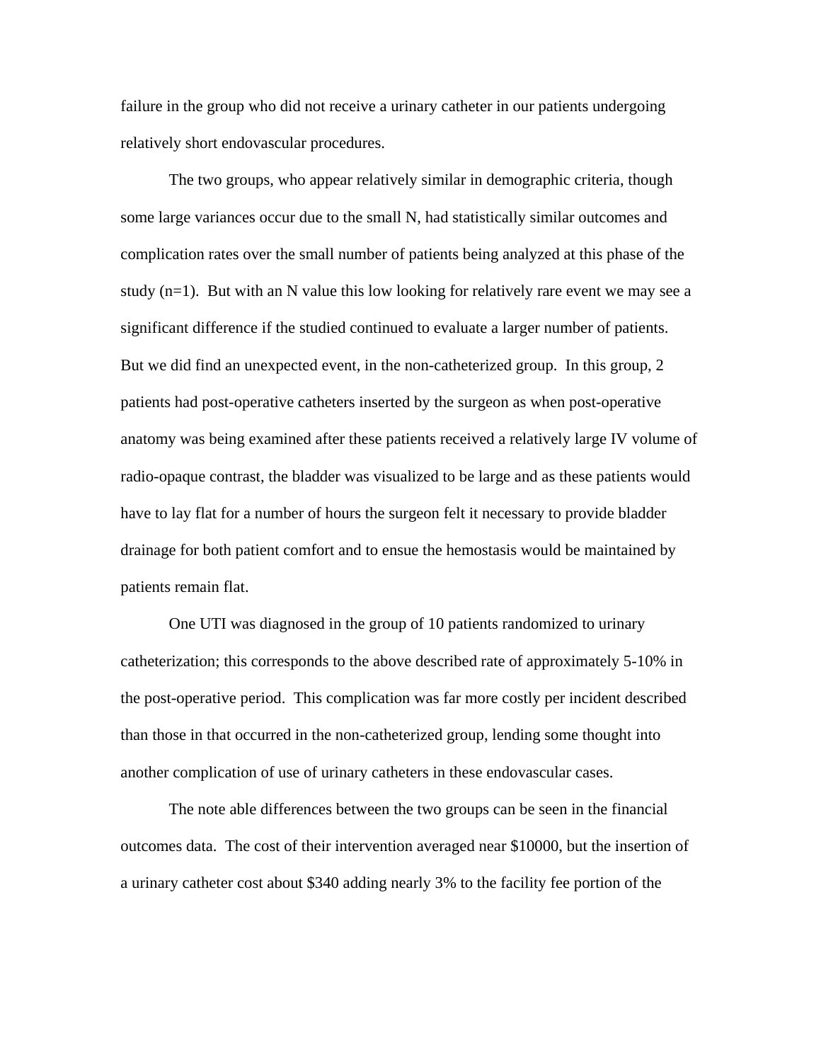failure in the group who did not receive a urinary catheter in our patients undergoing relatively short endovascular procedures.

The two groups, who appear relatively similar in demographic criteria, though some large variances occur due to the small N, had statistically similar outcomes and complication rates over the small number of patients being analyzed at this phase of the study (n=1). But with an N value this low looking for relatively rare event we may see a significant difference if the studied continued to evaluate a larger number of patients. But we did find an unexpected event, in the non-catheterized group. In this group, 2 patients had post-operative catheters inserted by the surgeon as when post-operative anatomy was being examined after these patients received a relatively large IV volume of radio-opaque contrast, the bladder was visualized to be large and as these patients would have to lay flat for a number of hours the surgeon felt it necessary to provide bladder drainage for both patient comfort and to ensue the hemostasis would be maintained by patients remain flat.

One UTI was diagnosed in the group of 10 patients randomized to urinary catheterization; this corresponds to the above described rate of approximately 5-10% in the post-operative period. This complication was far more costly per incident described than those in that occurred in the non-catheterized group, lending some thought into another complication of use of urinary catheters in these endovascular cases.

The note able differences between the two groups can be seen in the financial outcomes data. The cost of their intervention averaged near $10000, but the insertion of a urinary catheter cost about $340 adding nearly 3% to the facility fee portion of the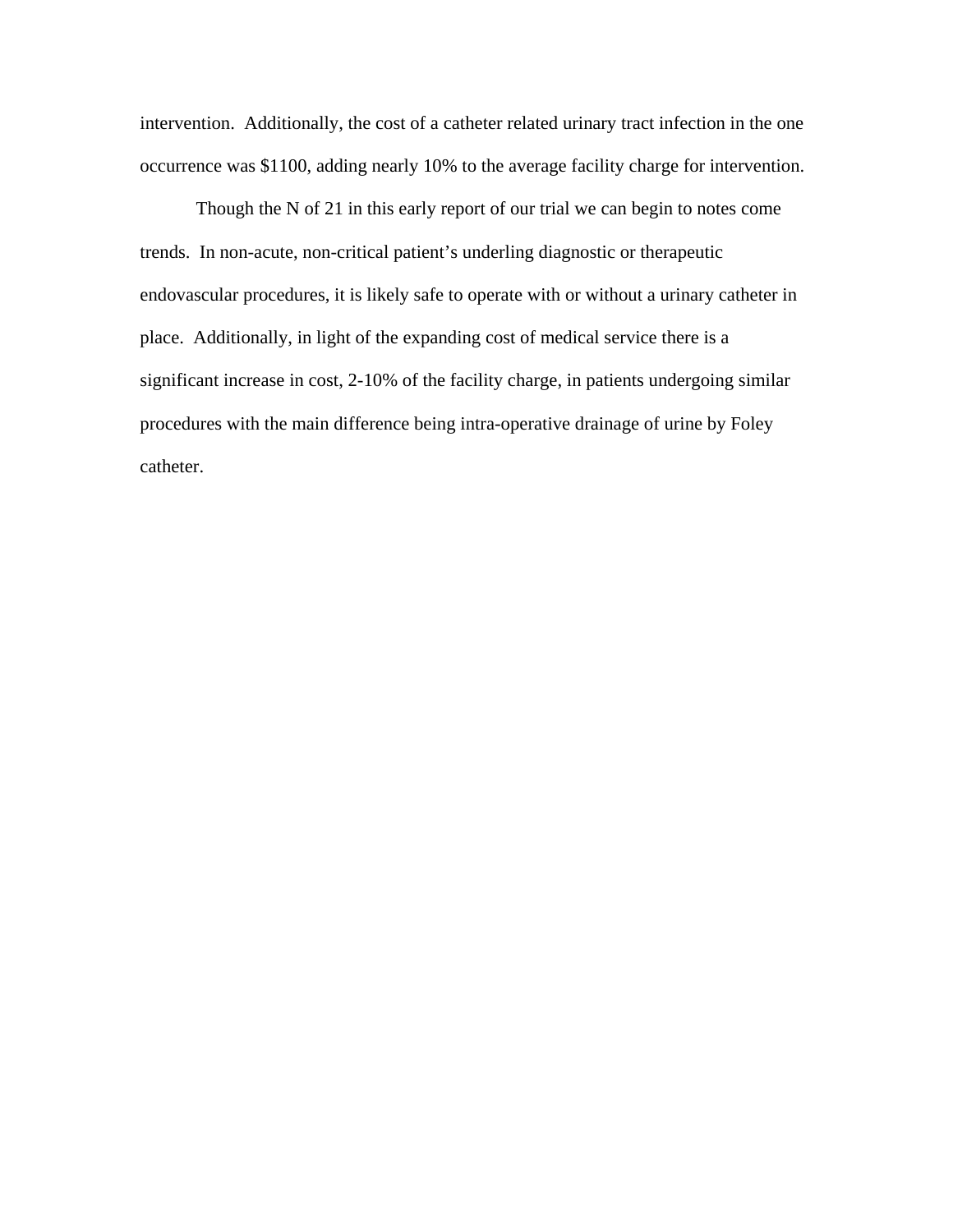intervention. Additionally, the cost of a catheter related urinary tract infection in the one occurrence was $1100, adding nearly 10% to the average facility charge for intervention.

Though the N of 21 in this early report of our trial we can begin to notes come trends. In non-acute, non-critical patient's underling diagnostic or therapeutic endovascular procedures, it is likely safe to operate with or without a urinary catheter in place. Additionally, in light of the expanding cost of medical service there is a significant increase in cost, 2-10% of the facility charge, in patients undergoing similar procedures with the main difference being intra-operative drainage of urine by Foley catheter.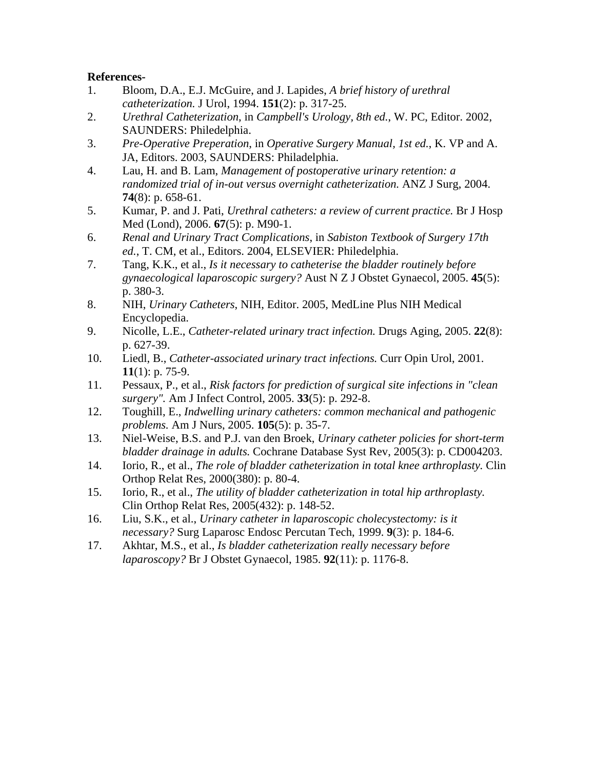**References-**

1. Bloom, D.A., E.J. McGuire, and J. Lapides, *A brief history of urethral catheterization.* J Urol, 1994. **151**(2): p. 317-25.
2. *Urethral Catheterization*, in *Campbell's Urology, 8th ed.*, W. PC, Editor. 2002, SAUNDERS: Philedelphia.
3. *Pre-Operative Preperation*, in *Operative Surgery Manual, 1st ed.*, K. VP and A. JA, Editors. 2003, SAUNDERS: Philadelphia.
4. Lau, H. and B. Lam, *Management of postoperative urinary retention: a randomized trial of in-out versus overnight catheterization.* ANZ J Surg, 2004. **74**(8): p. 658-61.
5. Kumar, P. and J. Pati, *Urethral catheters: a review of current practice.* Br J Hosp Med (Lond), 2006. **67**(5): p. M90-1.
6. *Renal and Urinary Tract Complications*, in *Sabiston Textbook of Surgery 17th ed.*, T. CM, et al., Editors. 2004, ELSEVIER: Philedelphia.
7. Tang, K.K., et al., *Is it necessary to catheterise the bladder routinely before gynaecological laparoscopic surgery?* Aust N Z J Obstet Gynaecol, 2005. **45**(5): p. 380-3.
8. NIH, *Urinary Catheters*, NIH, Editor. 2005, MedLine Plus NIH Medical Encyclopedia.
9. Nicolle, L.E., *Catheter-related urinary tract infection.* Drugs Aging, 2005. **22**(8): p. 627-39.
10. Liedl, B., *Catheter-associated urinary tract infections.* Curr Opin Urol, 2001. **11**(1): p. 75-9.
11. Pessaux, P., et al., *Risk factors for prediction of surgical site infections in "clean surgery".* Am J Infect Control, 2005. **33**(5): p. 292-8.
12. Toughill, E., *Indwelling urinary catheters: common mechanical and pathogenic problems.* Am J Nurs, 2005. **105**(5): p. 35-7.
13. Niel-Weise, B.S. and P.J. van den Broek, *Urinary catheter policies for short-term bladder drainage in adults.* Cochrane Database Syst Rev, 2005(3): p. CD004203.
14. Iorio, R., et al., *The role of bladder catheterization in total knee arthroplasty.* Clin Orthop Relat Res, 2000(380): p. 80-4.
15. Iorio, R., et al., *The utility of bladder catheterization in total hip arthroplasty.* Clin Orthop Relat Res, 2005(432): p. 148-52.
16. Liu, S.K., et al., *Urinary catheter in laparoscopic cholecystectomy: is it necessary?* Surg Laparosc Endosc Percutan Tech, 1999. **9**(3): p. 184-6.
17. Akhtar, M.S., et al., *Is bladder catheterization really necessary before laparoscopy?* Br J Obstet Gynaecol, 1985. **92**(11): p. 1176-8.